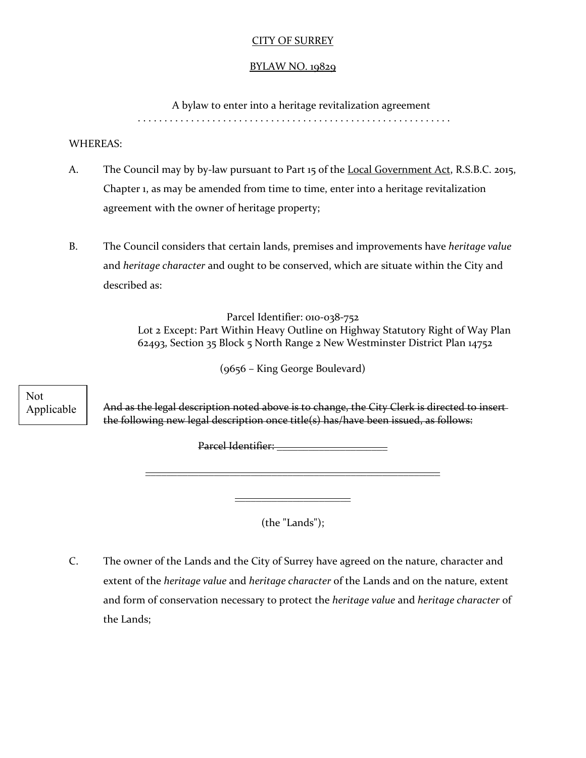CITY OF SURREY

BYLAW NO. 19829

A bylaw to enter into a heritage revitalization agreement

. . . . . . . . . . . . . . . . . . . . . . . . . . . . . . . . . . . . . . . . . . . . . . . . . . . . . . . . .

WHEREAS:

A. The Council may by by-law pursuant to Part 15 of the Local Government Act, R.S.B.C. 2015, Chapter 1, as may be amended from time to time, enter into a heritage revitalization agreement with the owner of heritage property;

B. The Council considers that certain lands, premises and improvements have *heritage value* and *heritage character* and ought to be conserved, which are situate within the City and described as:

Parcel Identifier: 010-038-752
Lot 2 Except: Part Within Heavy Outline on Highway Statutory Right of Way Plan 62493, Section 35 Block 5 North Range 2 New Westminster District Plan 14752

(9656 – King George Boulevard)

Not Applicable

~~And as the legal description noted above is to change, the City Clerk is directed to insert the following new legal description once title(s) has/have been issued, as follows:~~

~~Parcel Identifier: ____________________~~

~~______________________________________________________~~

~~____________________~~

(the "Lands");

C. The owner of the Lands and the City of Surrey have agreed on the nature, character and extent of the *heritage value* and *heritage character* of the Lands and on the nature, extent and form of conservation necessary to protect the *heritage value* and *heritage character* of the Lands;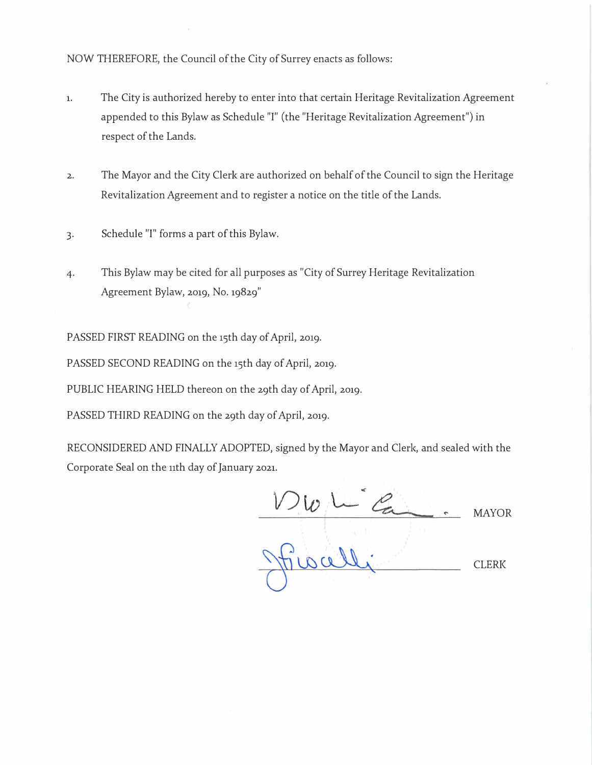NOW THEREFORE, the Council of the City of Surrey enacts as follows:

1. The City is authorized hereby to enter into that certain Heritage Revitalization Agreement appended to this Bylaw as Schedule "I" (the "Heritage Revitalization Agreement") in respect of the Lands.

2. The Mayor and the City Clerk are authorized on behalf of the Council to sign the Heritage Revitalization Agreement and to register a notice on the title of the Lands.

3. Schedule "I" forms a part of this Bylaw.

4. This Bylaw may be cited for all purposes as "City of Surrey Heritage Revitalization Agreement Bylaw, 2019, No. 19829"

PASSED FIRST READING on the 15th day of April, 2019.

PASSED SECOND READING on the 15th day of April, 2019.

PUBLIC HEARING HELD thereon on the 29th day of April, 2019.

PASSED THIRD READING on the 29th day of April, 2019.

RECONSIDERED AND FINALLY ADOPTED, signed by the Mayor and Clerk, and sealed with the Corporate Seal on the 11th day of January 2021.

\_\_\_\_\_\_\_\_\_\_\_\_\_\_\_\_\_\_\_\_\_\_\_\_\_\_\_\_ MAYOR

\_\_\_\_\_\_\_\_\_\_\_\_\_\_\_\_\_\_\_\_\_\_\_\_\_\_\_\_ CLERK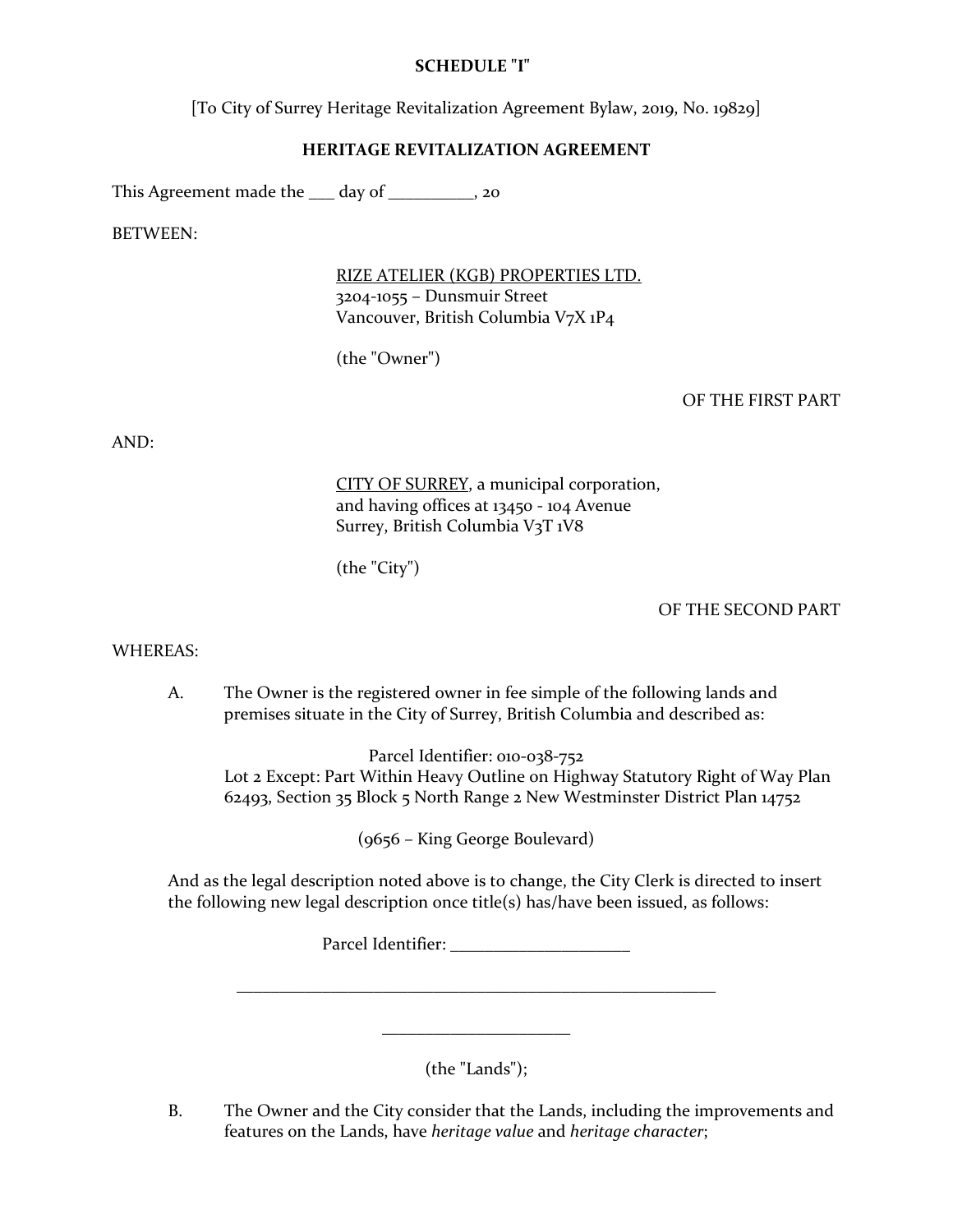**SCHEDULE "I"**

[To City of Surrey Heritage Revitalization Agreement Bylaw, 2019, No. 19829]

**HERITAGE REVITALIZATION AGREEMENT**

This Agreement made the ___ day of _________, 20

BETWEEN:

<u>RIZE ATELIER (KGB) PROPERTIES LTD.</u>
3204-1055 – Dunsmuir Street
Vancouver, British Columbia V7X 1P4

(the "Owner")

OF THE FIRST PART

AND:

<u>CITY OF SURREY</u>, a municipal corporation,
and having offices at 13450 - 104 Avenue
Surrey, British Columbia V3T 1V8

(the "City")

OF THE SECOND PART

WHEREAS:

A. The Owner is the registered owner in fee simple of the following lands and premises situate in the City of Surrey, British Columbia and described as:

Parcel Identifier: 010-038-752
Lot 2 Except: Part Within Heavy Outline on Highway Statutory Right of Way Plan 62493, Section 35 Block 5 North Range 2 New Westminster District Plan 14752

(9656 – King George Boulevard)

And as the legal description noted above is to change, the City Clerk is directed to insert the following new legal description once title(s) has/have been issued, as follows:

Parcel Identifier: ____________________

_________________________________________________________

_____________________

(the "Lands");

B. The Owner and the City consider that the Lands, including the improvements and features on the Lands, have *heritage value* and *heritage character*;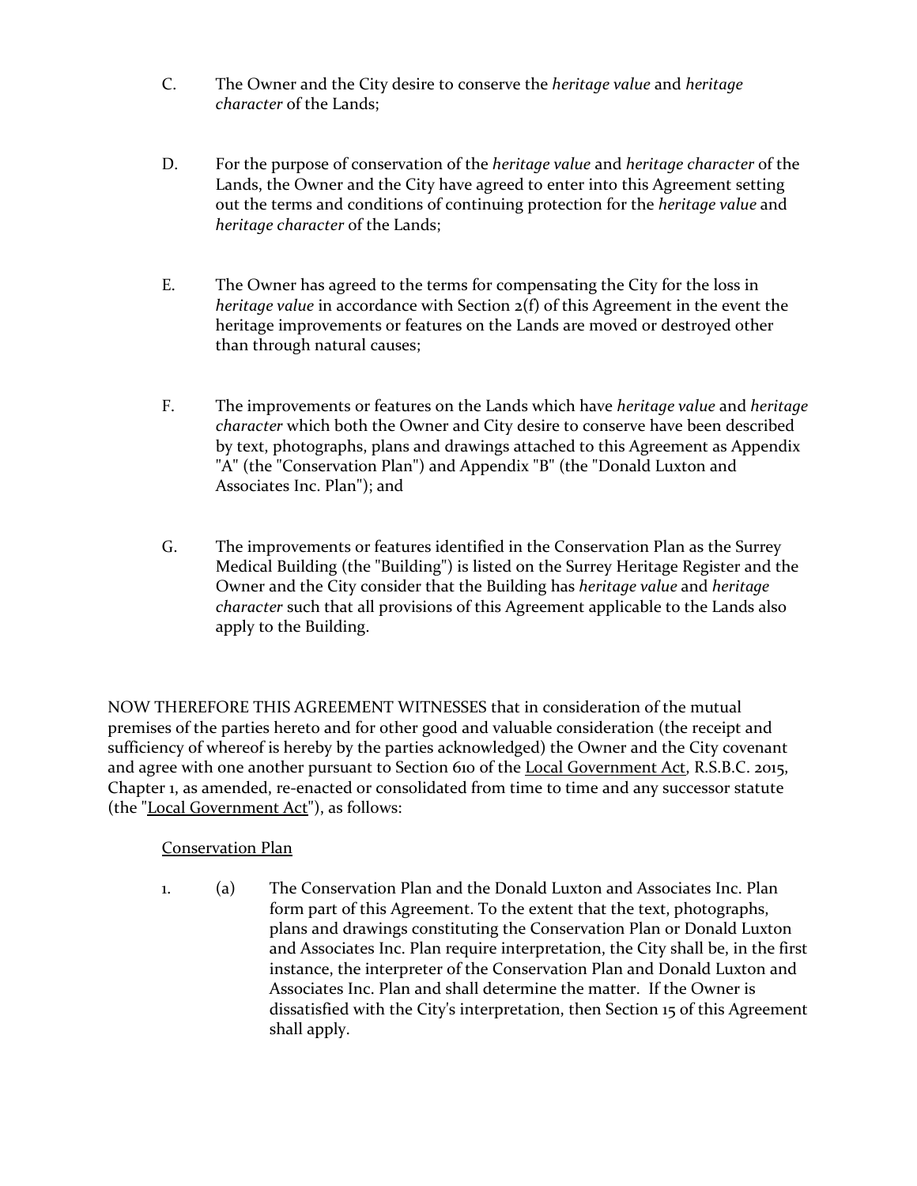C. The Owner and the City desire to conserve the *heritage value* and *heritage character* of the Lands;

D. For the purpose of conservation of the *heritage value* and *heritage character* of the Lands, the Owner and the City have agreed to enter into this Agreement setting out the terms and conditions of continuing protection for the *heritage value* and *heritage character* of the Lands;

E. The Owner has agreed to the terms for compensating the City for the loss in *heritage value* in accordance with Section 2(f) of this Agreement in the event the heritage improvements or features on the Lands are moved or destroyed other than through natural causes;

F. The improvements or features on the Lands which have *heritage value* and *heritage character* which both the Owner and City desire to conserve have been described by text, photographs, plans and drawings attached to this Agreement as Appendix "A" (the "Conservation Plan") and Appendix "B" (the "Donald Luxton and Associates Inc. Plan"); and

G. The improvements or features identified in the Conservation Plan as the Surrey Medical Building (the "Building") is listed on the Surrey Heritage Register and the Owner and the City consider that the Building has *heritage value* and *heritage character* such that all provisions of this Agreement applicable to the Lands also apply to the Building.

NOW THEREFORE THIS AGREEMENT WITNESSES that in consideration of the mutual premises of the parties hereto and for other good and valuable consideration (the receipt and sufficiency of whereof is hereby by the parties acknowledged) the Owner and the City covenant and agree with one another pursuant to Section 610 of the Local Government Act, R.S.B.C. 2015, Chapter 1, as amended, re-enacted or consolidated from time to time and any successor statute (the "Local Government Act"), as follows:

Conservation Plan

1. (a) The Conservation Plan and the Donald Luxton and Associates Inc. Plan form part of this Agreement. To the extent that the text, photographs, plans and drawings constituting the Conservation Plan or Donald Luxton and Associates Inc. Plan require interpretation, the City shall be, in the first instance, the interpreter of the Conservation Plan and Donald Luxton and Associates Inc. Plan and shall determine the matter. If the Owner is dissatisfied with the City's interpretation, then Section 15 of this Agreement shall apply.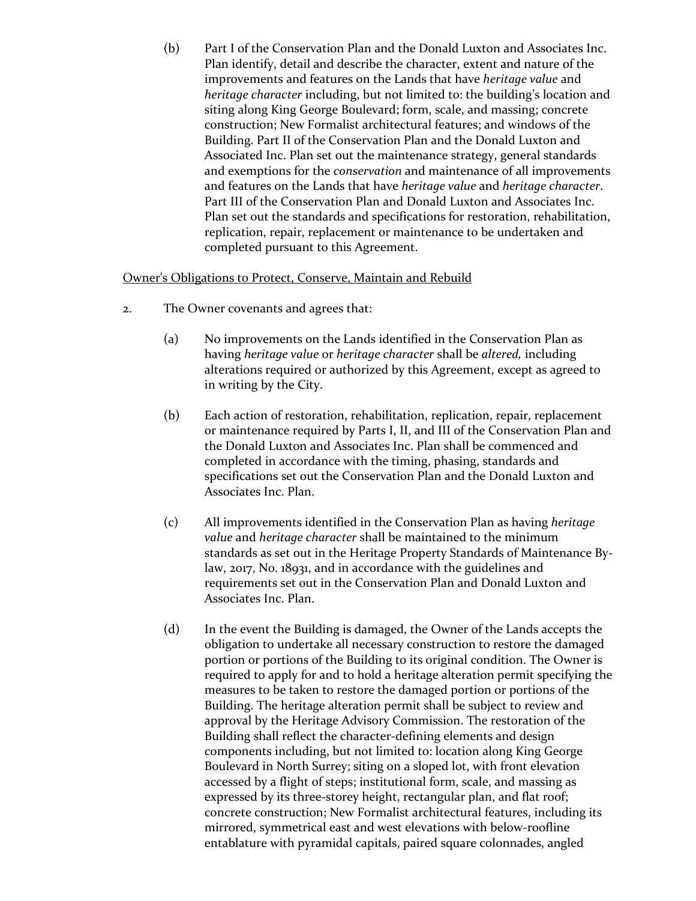(b) Part I of the Conservation Plan and the Donald Luxton and Associates Inc. Plan identify, detail and describe the character, extent and nature of the improvements and features on the Lands that have *heritage value* and *heritage character* including, but not limited to: the building's location and siting along King George Boulevard; form, scale, and massing; concrete construction; New Formalist architectural features; and windows of the Building. Part II of the Conservation Plan and the Donald Luxton and Associated Inc. Plan set out the maintenance strategy, general standards and exemptions for the *conservation* and maintenance of all improvements and features on the Lands that have *heritage value* and *heritage character*. Part III of the Conservation Plan and Donald Luxton and Associates Inc. Plan set out the standards and specifications for restoration, rehabilitation, replication, repair, replacement or maintenance to be undertaken and completed pursuant to this Agreement.

<u>Owner's Obligations to Protect, Conserve, Maintain and Rebuild</u>

2. The Owner covenants and agrees that:

   (a) No improvements on the Lands identified in the Conservation Plan as having *heritage value* or *heritage character* shall be *altered,* including alterations required or authorized by this Agreement, except as agreed to in writing by the City.

   (b) Each action of restoration, rehabilitation, replication, repair, replacement or maintenance required by Parts I, II, and III of the Conservation Plan and the Donald Luxton and Associates Inc. Plan shall be commenced and completed in accordance with the timing, phasing, standards and specifications set out the Conservation Plan and the Donald Luxton and Associates Inc. Plan.

   (c) All improvements identified in the Conservation Plan as having *heritage value* and *heritage character* shall be maintained to the minimum standards as set out in the Heritage Property Standards of Maintenance By-law, 2017, No. 18931, and in accordance with the guidelines and requirements set out in the Conservation Plan and Donald Luxton and Associates Inc. Plan.

   (d) In the event the Building is damaged, the Owner of the Lands accepts the obligation to undertake all necessary construction to restore the damaged portion or portions of the Building to its original condition. The Owner is required to apply for and to hold a heritage alteration permit specifying the measures to be taken to restore the damaged portion or portions of the Building. The heritage alteration permit shall be subject to review and approval by the Heritage Advisory Commission. The restoration of the Building shall reflect the character-defining elements and design components including, but not limited to: location along King George Boulevard in North Surrey; siting on a sloped lot, with front elevation accessed by a flight of steps; institutional form, scale, and massing as expressed by its three-storey height, rectangular plan, and flat roof; concrete construction; New Formalist architectural features, including its mirrored, symmetrical east and west elevations with below-roofline entablature with pyramidal capitals, paired square colonnades, angled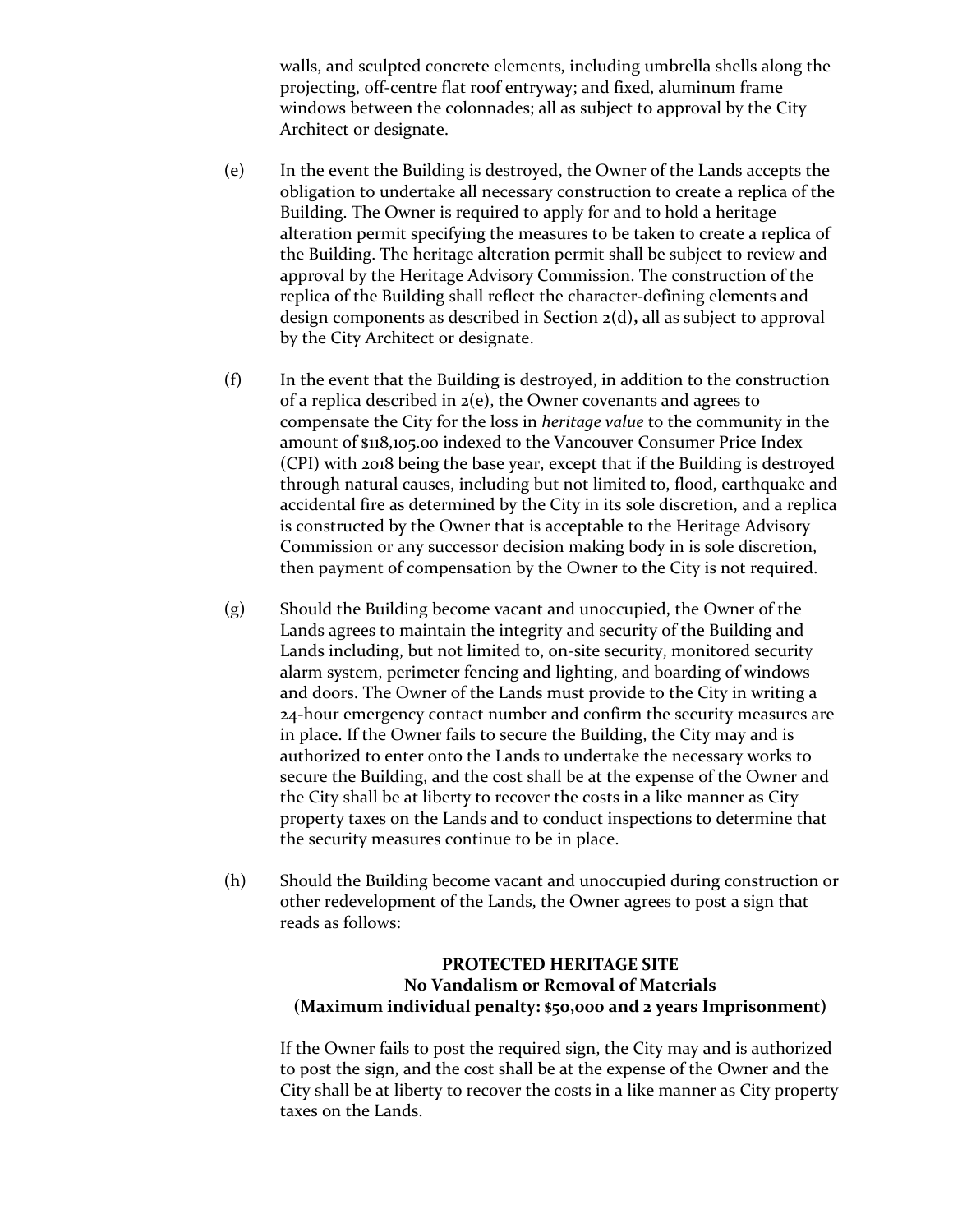walls, and sculpted concrete elements, including umbrella shells along the projecting, off-centre flat roof entryway; and fixed, aluminum frame windows between the colonnades; all as subject to approval by the City Architect or designate.

(e) In the event the Building is destroyed, the Owner of the Lands accepts the obligation to undertake all necessary construction to create a replica of the Building. The Owner is required to apply for and to hold a heritage alteration permit specifying the measures to be taken to create a replica of the Building. The heritage alteration permit shall be subject to review and approval by the Heritage Advisory Commission. The construction of the replica of the Building shall reflect the character-defining elements and design components as described in Section 2(d)**,** all as subject to approval by the City Architect or designate.

(f) In the event that the Building is destroyed, in addition to the construction of a replica described in 2(e), the Owner covenants and agrees to compensate the City for the loss in *heritage value* to the community in the amount of $118,105.00 indexed to the Vancouver Consumer Price Index (CPI) with 2018 being the base year, except that if the Building is destroyed through natural causes, including but not limited to, flood, earthquake and accidental fire as determined by the City in its sole discretion, and a replica is constructed by the Owner that is acceptable to the Heritage Advisory Commission or any successor decision making body in is sole discretion, then payment of compensation by the Owner to the City is not required.

(g) Should the Building become vacant and unoccupied, the Owner of the Lands agrees to maintain the integrity and security of the Building and Lands including, but not limited to, on-site security, monitored security alarm system, perimeter fencing and lighting, and boarding of windows and doors. The Owner of the Lands must provide to the City in writing a 24-hour emergency contact number and confirm the security measures are in place. If the Owner fails to secure the Building, the City may and is authorized to enter onto the Lands to undertake the necessary works to secure the Building, and the cost shall be at the expense of the Owner and the City shall be at liberty to recover the costs in a like manner as City property taxes on the Lands and to conduct inspections to determine that the security measures continue to be in place.

(h) Should the Building become vacant and unoccupied during construction or other redevelopment of the Lands, the Owner agrees to post a sign that reads as follows:

**<u>PROTECTED HERITAGE SITE</u>**
**No Vandalism or Removal of Materials**
**(Maximum individual penalty: $50,000 and 2 years Imprisonment)**

If the Owner fails to post the required sign, the City may and is authorized to post the sign, and the cost shall be at the expense of the Owner and the City shall be at liberty to recover the costs in a like manner as City property taxes on the Lands.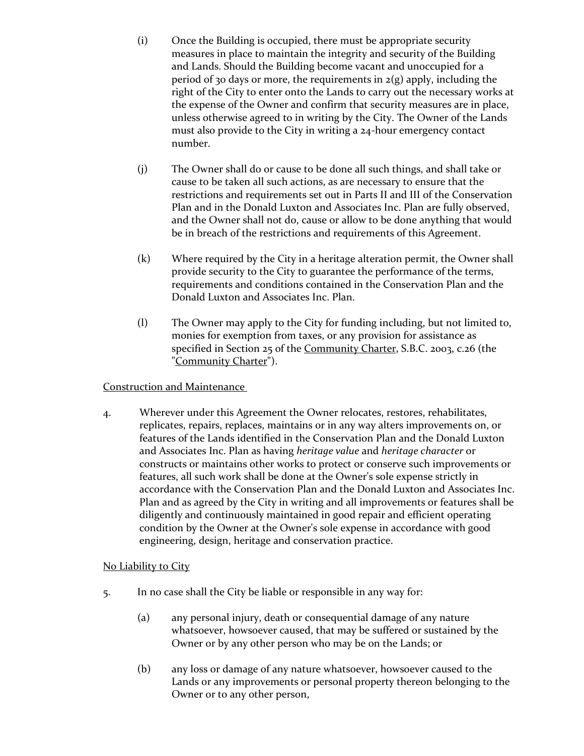(i) Once the Building is occupied, there must be appropriate security measures in place to maintain the integrity and security of the Building and Lands. Should the Building become vacant and unoccupied for a period of 30 days or more, the requirements in 2(g) apply, including the right of the City to enter onto the Lands to carry out the necessary works at the expense of the Owner and confirm that security measures are in place, unless otherwise agreed to in writing by the City. The Owner of the Lands must also provide to the City in writing a 24-hour emergency contact number.

(j) The Owner shall do or cause to be done all such things, and shall take or cause to be taken all such actions, as are necessary to ensure that the restrictions and requirements set out in Parts II and III of the Conservation Plan and in the Donald Luxton and Associates Inc. Plan are fully observed, and the Owner shall not do, cause or allow to be done anything that would be in breach of the restrictions and requirements of this Agreement.

(k) Where required by the City in a heritage alteration permit, the Owner shall provide security to the City to guarantee the performance of the terms, requirements and conditions contained in the Conservation Plan and the Donald Luxton and Associates Inc. Plan.

(l) The Owner may apply to the City for funding including, but not limited to, monies for exemption from taxes, or any provision for assistance as specified in Section 25 of the Community Charter, S.B.C. 2003, c.26 (the "Community Charter").

Construction and Maintenance

4. Wherever under this Agreement the Owner relocates, restores, rehabilitates, replicates, repairs, replaces, maintains or in any way alters improvements on, or features of the Lands identified in the Conservation Plan and the Donald Luxton and Associates Inc. Plan as having *heritage value* and *heritage character* or constructs or maintains other works to protect or conserve such improvements or features, all such work shall be done at the Owner's sole expense strictly in accordance with the Conservation Plan and the Donald Luxton and Associates Inc. Plan and as agreed by the City in writing and all improvements or features shall be diligently and continuously maintained in good repair and efficient operating condition by the Owner at the Owner's sole expense in accordance with good engineering, design, heritage and conservation practice.

No Liability to City

5. In no case shall the City be liable or responsible in any way for:

(a) any personal injury, death or consequential damage of any nature whatsoever, howsoever caused, that may be suffered or sustained by the Owner or by any other person who may be on the Lands; or

(b) any loss or damage of any nature whatsoever, howsoever caused to the Lands or any improvements or personal property thereon belonging to the Owner or to any other person,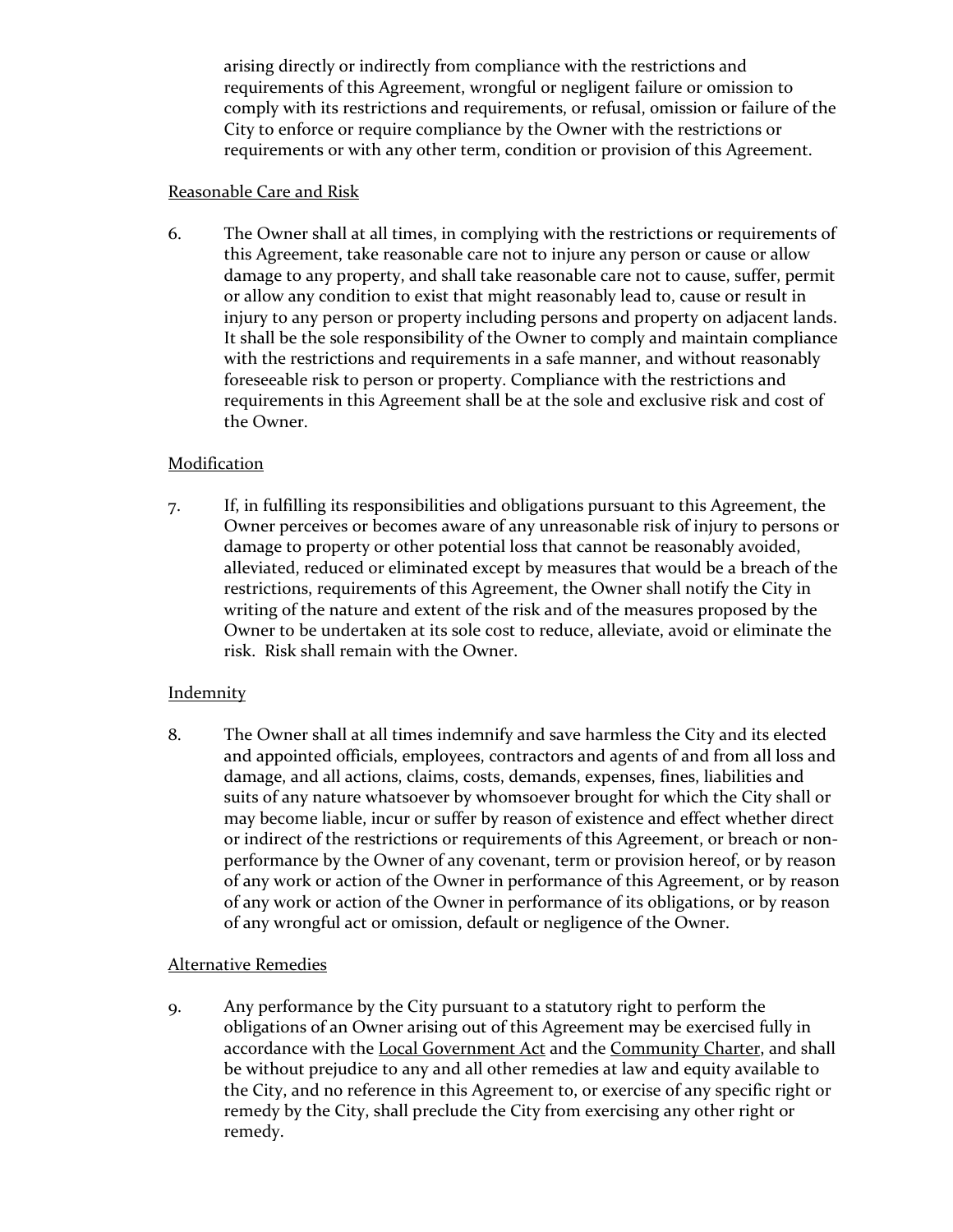arising directly or indirectly from compliance with the restrictions and requirements of this Agreement, wrongful or negligent failure or omission to comply with its restrictions and requirements, or refusal, omission or failure of the City to enforce or require compliance by the Owner with the restrictions or requirements or with any other term, condition or provision of this Agreement.

Reasonable Care and Risk

6. The Owner shall at all times, in complying with the restrictions or requirements of this Agreement, take reasonable care not to injure any person or cause or allow damage to any property, and shall take reasonable care not to cause, suffer, permit or allow any condition to exist that might reasonably lead to, cause or result in injury to any person or property including persons and property on adjacent lands. It shall be the sole responsibility of the Owner to comply and maintain compliance with the restrictions and requirements in a safe manner, and without reasonably foreseeable risk to person or property. Compliance with the restrictions and requirements in this Agreement shall be at the sole and exclusive risk and cost of the Owner.

Modification

7. If, in fulfilling its responsibilities and obligations pursuant to this Agreement, the Owner perceives or becomes aware of any unreasonable risk of injury to persons or damage to property or other potential loss that cannot be reasonably avoided, alleviated, reduced or eliminated except by measures that would be a breach of the restrictions, requirements of this Agreement, the Owner shall notify the City in writing of the nature and extent of the risk and of the measures proposed by the Owner to be undertaken at its sole cost to reduce, alleviate, avoid or eliminate the risk. Risk shall remain with the Owner.

Indemnity

8. The Owner shall at all times indemnify and save harmless the City and its elected and appointed officials, employees, contractors and agents of and from all loss and damage, and all actions, claims, costs, demands, expenses, fines, liabilities and suits of any nature whatsoever by whomsoever brought for which the City shall or may become liable, incur or suffer by reason of existence and effect whether direct or indirect of the restrictions or requirements of this Agreement, or breach or non-performance by the Owner of any covenant, term or provision hereof, or by reason of any work or action of the Owner in performance of this Agreement, or by reason of any work or action of the Owner in performance of its obligations, or by reason of any wrongful act or omission, default or negligence of the Owner.

Alternative Remedies

9. Any performance by the City pursuant to a statutory right to perform the obligations of an Owner arising out of this Agreement may be exercised fully in accordance with the Local Government Act and the Community Charter, and shall be without prejudice to any and all other remedies at law and equity available to the City, and no reference in this Agreement to, or exercise of any specific right or remedy by the City, shall preclude the City from exercising any other right or remedy.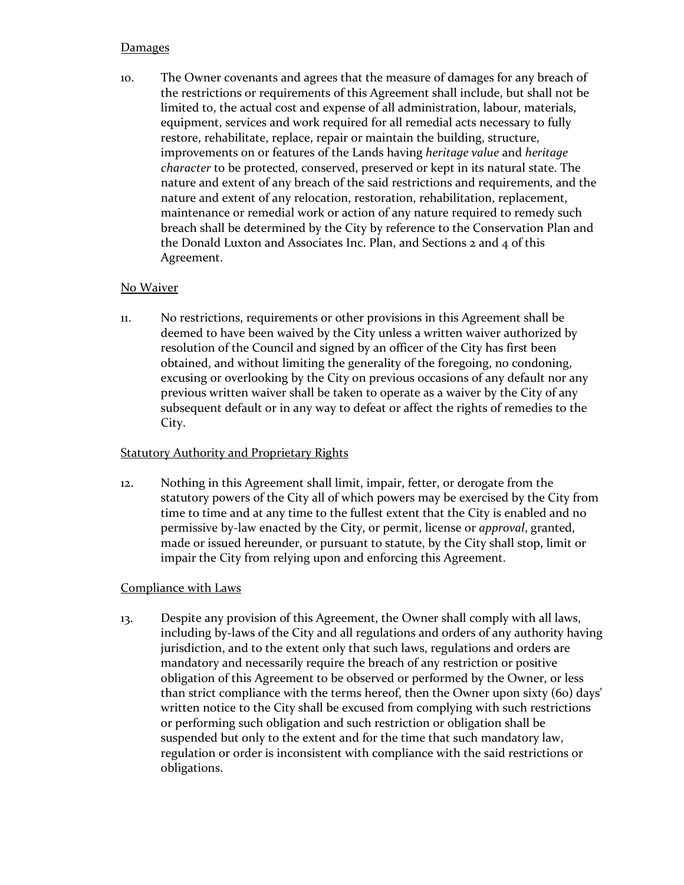<u>Damages</u>

10. The Owner covenants and agrees that the measure of damages for any breach of the restrictions or requirements of this Agreement shall include, but shall not be limited to, the actual cost and expense of all administration, labour, materials, equipment, services and work required for all remedial acts necessary to fully restore, rehabilitate, replace, repair or maintain the building, structure, improvements on or features of the Lands having *heritage value* and *heritage character* to be protected, conserved, preserved or kept in its natural state. The nature and extent of any breach of the said restrictions and requirements, and the nature and extent of any relocation, restoration, rehabilitation, replacement, maintenance or remedial work or action of any nature required to remedy such breach shall be determined by the City by reference to the Conservation Plan and the Donald Luxton and Associates Inc. Plan, and Sections 2 and 4 of this Agreement.

<u>No Waiver</u>

11. No restrictions, requirements or other provisions in this Agreement shall be deemed to have been waived by the City unless a written waiver authorized by resolution of the Council and signed by an officer of the City has first been obtained, and without limiting the generality of the foregoing, no condoning, excusing or overlooking by the City on previous occasions of any default nor any previous written waiver shall be taken to operate as a waiver by the City of any subsequent default or in any way to defeat or affect the rights of remedies to the City.

<u>Statutory Authority and Proprietary Rights</u>

12. Nothing in this Agreement shall limit, impair, fetter, or derogate from the statutory powers of the City all of which powers may be exercised by the City from time to time and at any time to the fullest extent that the City is enabled and no permissive by-law enacted by the City, or permit, license or *approval*, granted, made or issued hereunder, or pursuant to statute, by the City shall stop, limit or impair the City from relying upon and enforcing this Agreement.

<u>Compliance with Laws</u>

13. Despite any provision of this Agreement, the Owner shall comply with all laws, including by-laws of the City and all regulations and orders of any authority having jurisdiction, and to the extent only that such laws, regulations and orders are mandatory and necessarily require the breach of any restriction or positive obligation of this Agreement to be observed or performed by the Owner, or less than strict compliance with the terms hereof, then the Owner upon sixty (60) days' written notice to the City shall be excused from complying with such restrictions or performing such obligation and such restriction or obligation shall be suspended but only to the extent and for the time that such mandatory law, regulation or order is inconsistent with compliance with the said restrictions or obligations.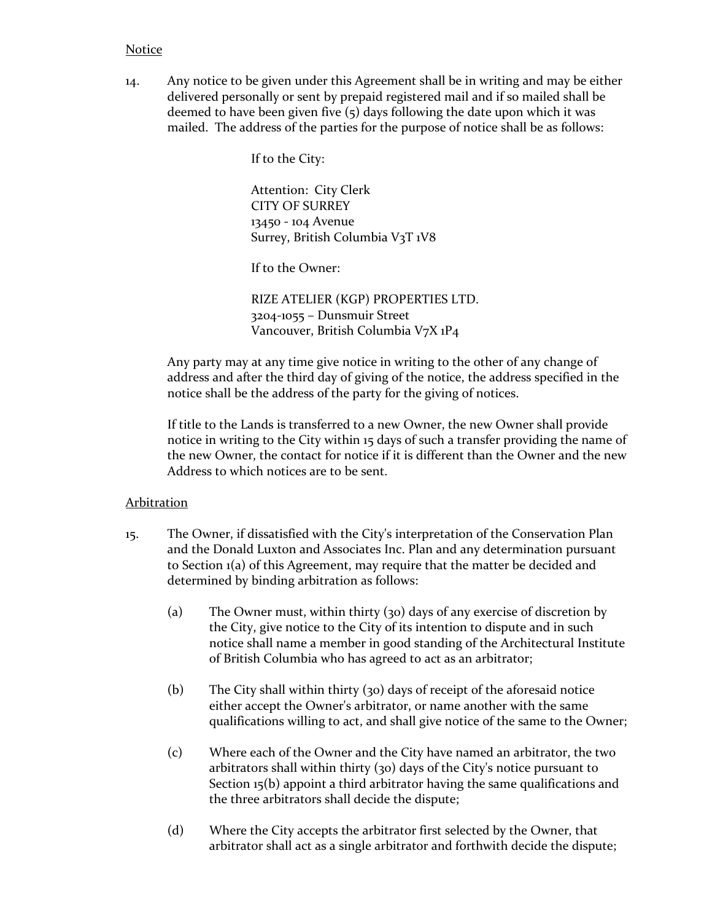Notice

14. Any notice to be given under this Agreement shall be in writing and may be either delivered personally or sent by prepaid registered mail and if so mailed shall be deemed to have been given five (5) days following the date upon which it was mailed. The address of the parties for the purpose of notice shall be as follows:

    If to the City:

    Attention: City Clerk
    CITY OF SURREY
    13450 - 104 Avenue
    Surrey, British Columbia V3T 1V8

    If to the Owner:

    RIZE ATELIER (KGP) PROPERTIES LTD.
    3204-1055 – Dunsmuir Street
    Vancouver, British Columbia V7X 1P4

    Any party may at any time give notice in writing to the other of any change of address and after the third day of giving of the notice, the address specified in the notice shall be the address of the party for the giving of notices.

    If title to the Lands is transferred to a new Owner, the new Owner shall provide notice in writing to the City within 15 days of such a transfer providing the name of the new Owner, the contact for notice if it is different than the Owner and the new Address to which notices are to be sent.

Arbitration

15. The Owner, if dissatisfied with the City's interpretation of the Conservation Plan and the Donald Luxton and Associates Inc. Plan and any determination pursuant to Section 1(a) of this Agreement, may require that the matter be decided and determined by binding arbitration as follows:

    (a) The Owner must, within thirty (30) days of any exercise of discretion by the City, give notice to the City of its intention to dispute and in such notice shall name a member in good standing of the Architectural Institute of British Columbia who has agreed to act as an arbitrator;

    (b) The City shall within thirty (30) days of receipt of the aforesaid notice either accept the Owner's arbitrator, or name another with the same qualifications willing to act, and shall give notice of the same to the Owner;

    (c) Where each of the Owner and the City have named an arbitrator, the two arbitrators shall within thirty (30) days of the City's notice pursuant to Section 15(b) appoint a third arbitrator having the same qualifications and the three arbitrators shall decide the dispute;

    (d) Where the City accepts the arbitrator first selected by the Owner, that arbitrator shall act as a single arbitrator and forthwith decide the dispute;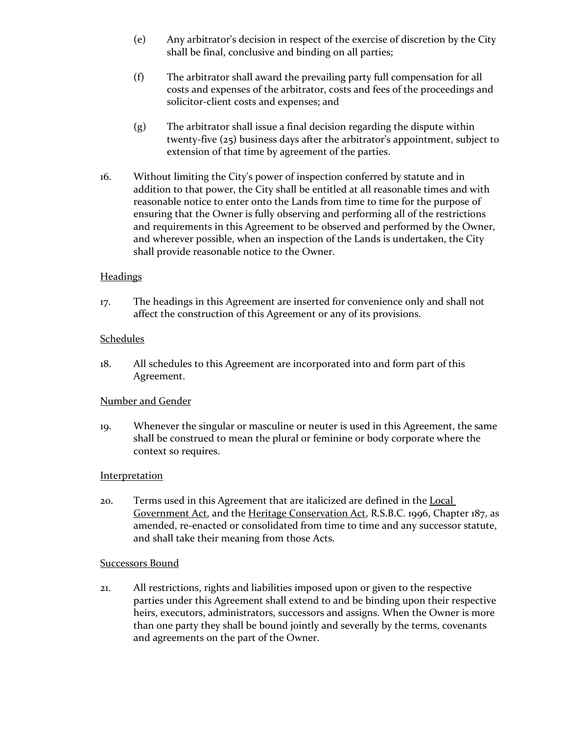(e) Any arbitrator's decision in respect of the exercise of discretion by the City shall be final, conclusive and binding on all parties;

(f) The arbitrator shall award the prevailing party full compensation for all costs and expenses of the arbitrator, costs and fees of the proceedings and solicitor-client costs and expenses; and

(g) The arbitrator shall issue a final decision regarding the dispute within twenty-five (25) business days after the arbitrator's appointment, subject to extension of that time by agreement of the parties.

16. Without limiting the City's power of inspection conferred by statute and in addition to that power, the City shall be entitled at all reasonable times and with reasonable notice to enter onto the Lands from time to time for the purpose of ensuring that the Owner is fully observing and performing all of the restrictions and requirements in this Agreement to be observed and performed by the Owner, and wherever possible, when an inspection of the Lands is undertaken, the City shall provide reasonable notice to the Owner.

Headings

17. The headings in this Agreement are inserted for convenience only and shall not affect the construction of this Agreement or any of its provisions.

Schedules

18. All schedules to this Agreement are incorporated into and form part of this Agreement.

Number and Gender

19. Whenever the singular or masculine or neuter is used in this Agreement, the same shall be construed to mean the plural or feminine or body corporate where the context so requires.

Interpretation

20. Terms used in this Agreement that are italicized are defined in the Local Government Act, and the Heritage Conservation Act, R.S.B.C. 1996, Chapter 187, as amended, re-enacted or consolidated from time to time and any successor statute, and shall take their meaning from those Acts.

Successors Bound

21. All restrictions, rights and liabilities imposed upon or given to the respective parties under this Agreement shall extend to and be binding upon their respective heirs, executors, administrators, successors and assigns. When the Owner is more than one party they shall be bound jointly and severally by the terms, covenants and agreements on the part of the Owner.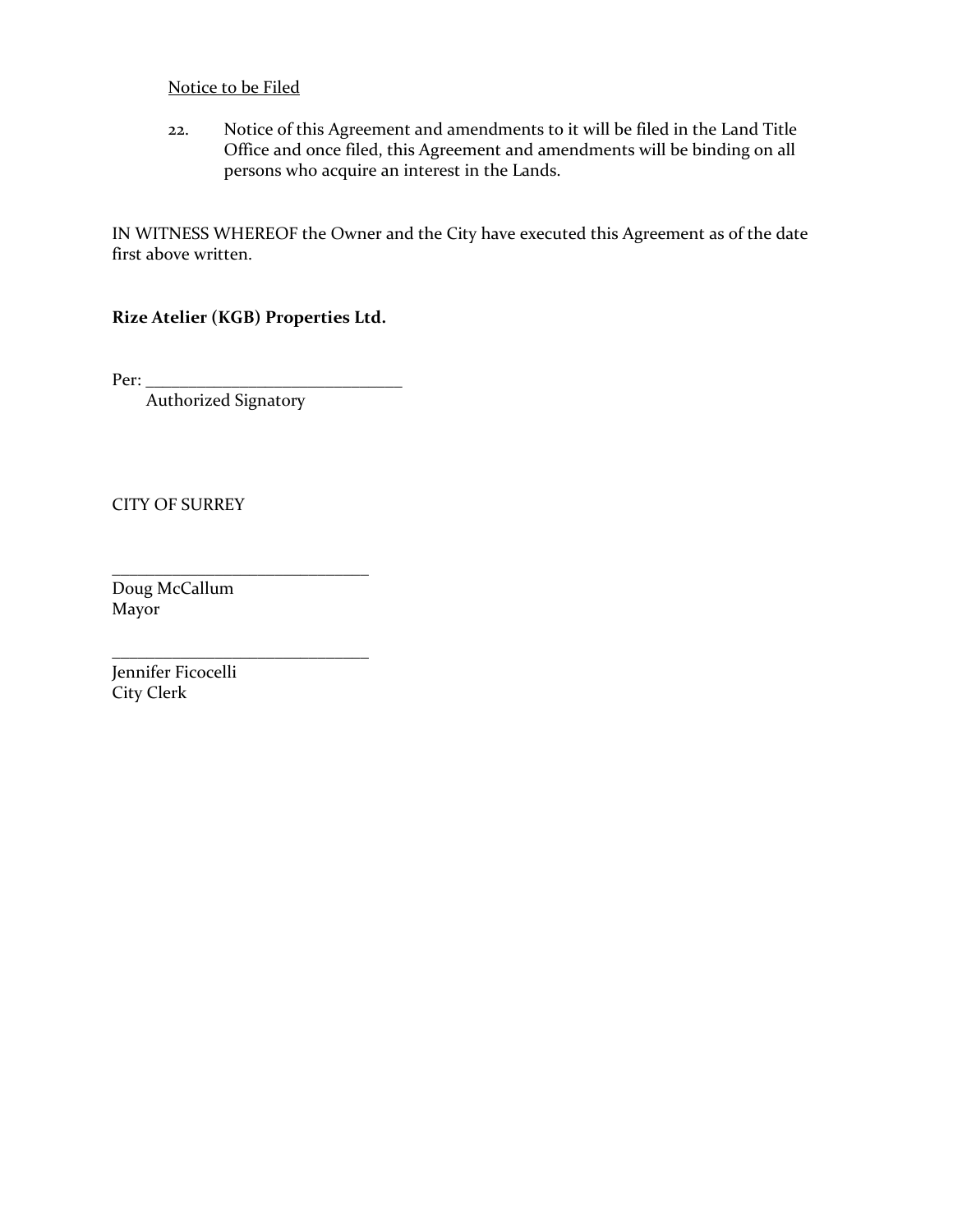Notice to be Filed

22. Notice of this Agreement and amendments to it will be filed in the Land Title Office and once filed, this Agreement and amendments will be binding on all persons who acquire an interest in the Lands.

IN WITNESS WHEREOF the Owner and the City have executed this Agreement as of the date first above written.

**Rize Atelier (KGB) Properties Ltd.**

Per: ______________________________
Authorized Signatory

CITY OF SURREY

______________________________
Doug McCallum
Mayor

______________________________
Jennifer Ficocelli
City Clerk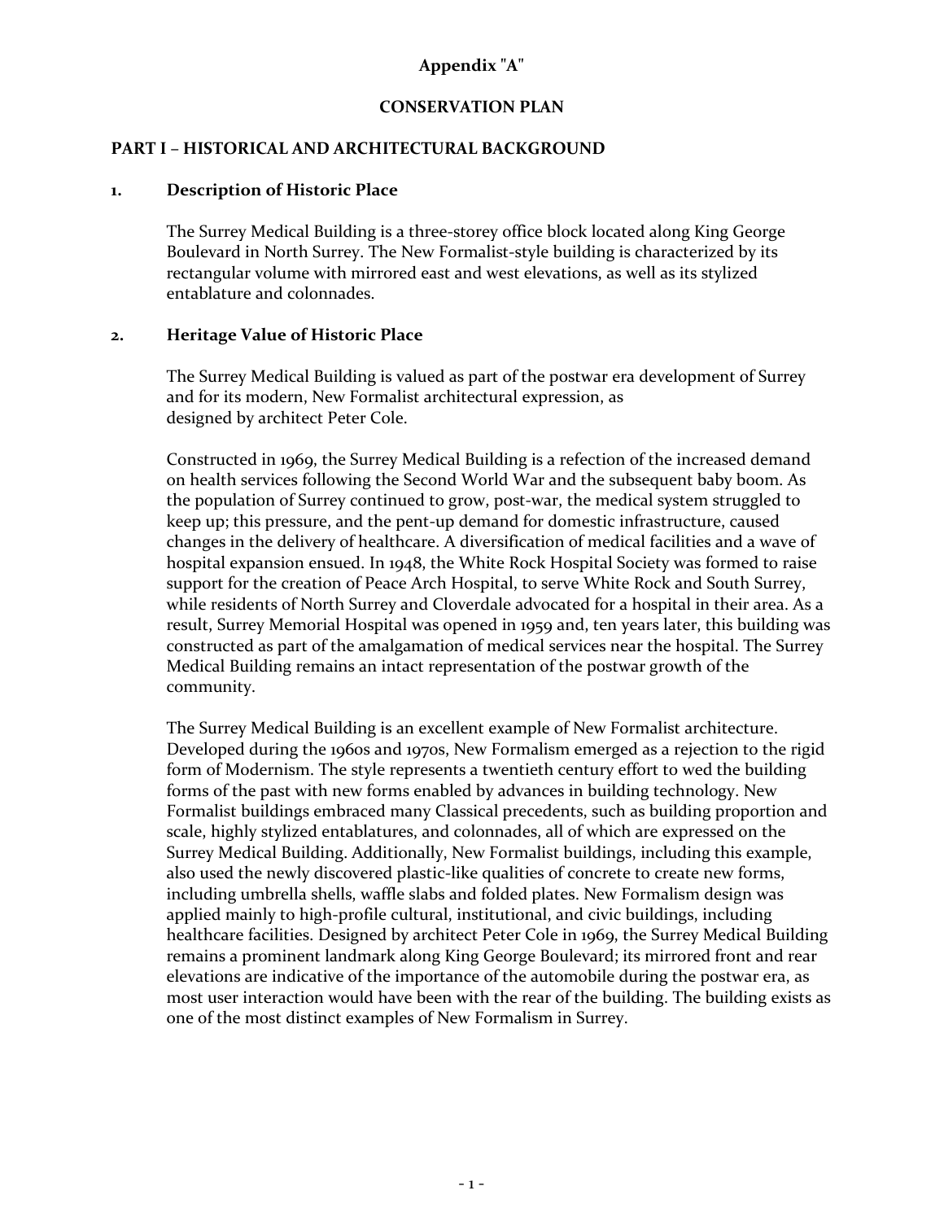**Appendix "A"**

**CONSERVATION PLAN**

## PART I – HISTORICAL AND ARCHITECTURAL BACKGROUND

### 1. Description of Historic Place

The Surrey Medical Building is a three-storey office block located along King George Boulevard in North Surrey. The New Formalist-style building is characterized by its rectangular volume with mirrored east and west elevations, as well as its stylized entablature and colonnades.

### 2. Heritage Value of Historic Place

The Surrey Medical Building is valued as part of the postwar era development of Surrey and for its modern, New Formalist architectural expression, as designed by architect Peter Cole.

Constructed in 1969, the Surrey Medical Building is a refection of the increased demand on health services following the Second World War and the subsequent baby boom. As the population of Surrey continued to grow, post-war, the medical system struggled to keep up; this pressure, and the pent-up demand for domestic infrastructure, caused changes in the delivery of healthcare. A diversification of medical facilities and a wave of hospital expansion ensued. In 1948, the White Rock Hospital Society was formed to raise support for the creation of Peace Arch Hospital, to serve White Rock and South Surrey, while residents of North Surrey and Cloverdale advocated for a hospital in their area. As a result, Surrey Memorial Hospital was opened in 1959 and, ten years later, this building was constructed as part of the amalgamation of medical services near the hospital. The Surrey Medical Building remains an intact representation of the postwar growth of the community.

The Surrey Medical Building is an excellent example of New Formalist architecture. Developed during the 1960s and 1970s, New Formalism emerged as a rejection to the rigid form of Modernism. The style represents a twentieth century effort to wed the building forms of the past with new forms enabled by advances in building technology. New Formalist buildings embraced many Classical precedents, such as building proportion and scale, highly stylized entablatures, and colonnades, all of which are expressed on the Surrey Medical Building. Additionally, New Formalist buildings, including this example, also used the newly discovered plastic-like qualities of concrete to create new forms, including umbrella shells, waffle slabs and folded plates. New Formalism design was applied mainly to high-profile cultural, institutional, and civic buildings, including healthcare facilities. Designed by architect Peter Cole in 1969, the Surrey Medical Building remains a prominent landmark along King George Boulevard; its mirrored front and rear elevations are indicative of the importance of the automobile during the postwar era, as most user interaction would have been with the rear of the building. The building exists as one of the most distinct examples of New Formalism in Surrey.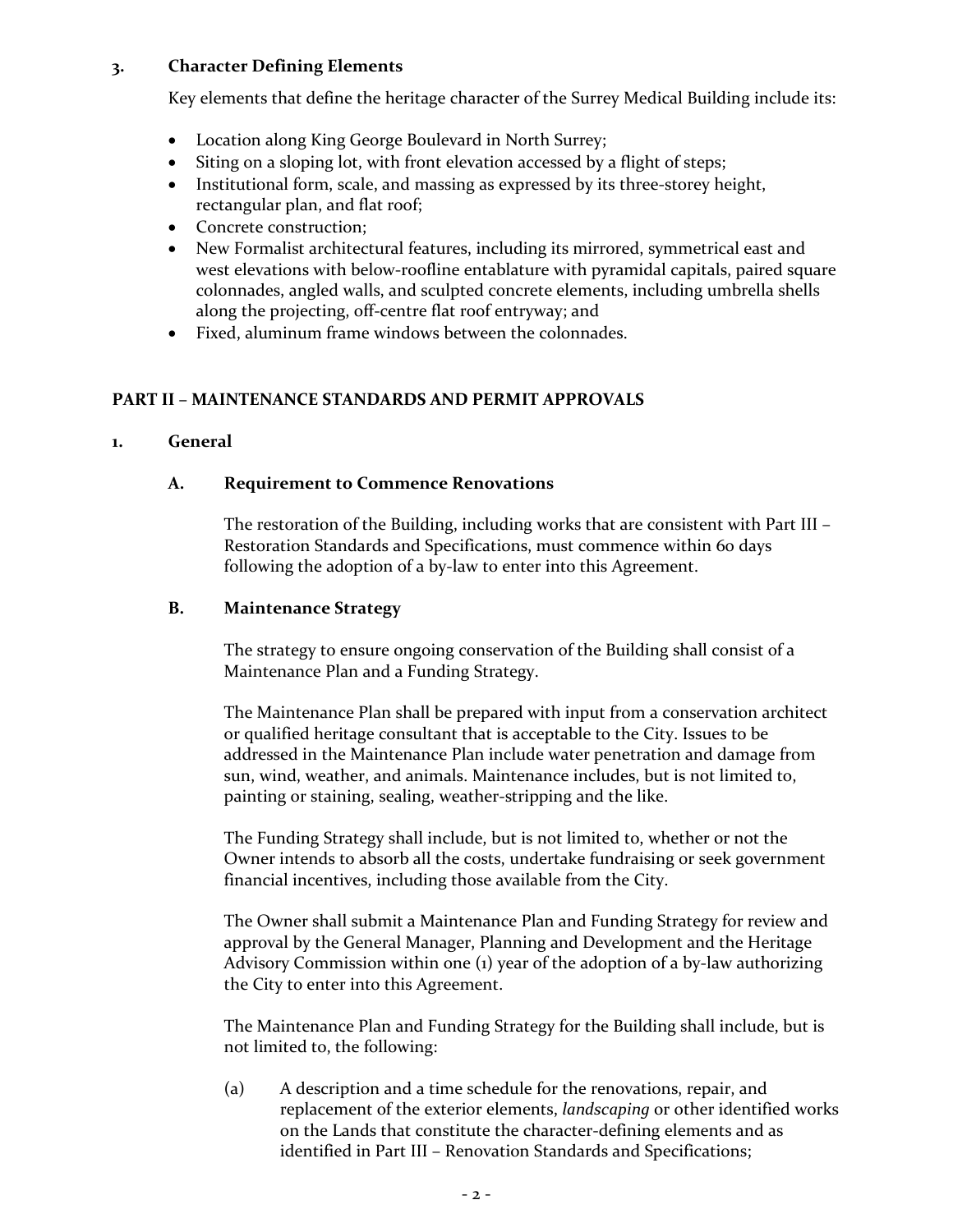### 3. Character Defining Elements

Key elements that define the heritage character of the Surrey Medical Building include its:

- Location along King George Boulevard in North Surrey;
- Siting on a sloping lot, with front elevation accessed by a flight of steps;
- Institutional form, scale, and massing as expressed by its three-storey height, rectangular plan, and flat roof;
- Concrete construction;
- New Formalist architectural features, including its mirrored, symmetrical east and west elevations with below-roofline entablature with pyramidal capitals, paired square colonnades, angled walls, and sculpted concrete elements, including umbrella shells along the projecting, off-centre flat roof entryway; and
- Fixed, aluminum frame windows between the colonnades.

## PART II – MAINTENANCE STANDARDS AND PERMIT APPROVALS

### 1. General

#### A. Requirement to Commence Renovations

The restoration of the Building, including works that are consistent with Part III – Restoration Standards and Specifications, must commence within 60 days following the adoption of a by-law to enter into this Agreement.

#### B. Maintenance Strategy

The strategy to ensure ongoing conservation of the Building shall consist of a Maintenance Plan and a Funding Strategy.

The Maintenance Plan shall be prepared with input from a conservation architect or qualified heritage consultant that is acceptable to the City. Issues to be addressed in the Maintenance Plan include water penetration and damage from sun, wind, weather, and animals. Maintenance includes, but is not limited to, painting or staining, sealing, weather-stripping and the like.

The Funding Strategy shall include, but is not limited to, whether or not the Owner intends to absorb all the costs, undertake fundraising or seek government financial incentives, including those available from the City.

The Owner shall submit a Maintenance Plan and Funding Strategy for review and approval by the General Manager, Planning and Development and the Heritage Advisory Commission within one (1) year of the adoption of a by-law authorizing the City to enter into this Agreement.

The Maintenance Plan and Funding Strategy for the Building shall include, but is not limited to, the following:

(a) A description and a time schedule for the renovations, repair, and replacement of the exterior elements, *landscaping* or other identified works on the Lands that constitute the character-defining elements and as identified in Part III – Renovation Standards and Specifications;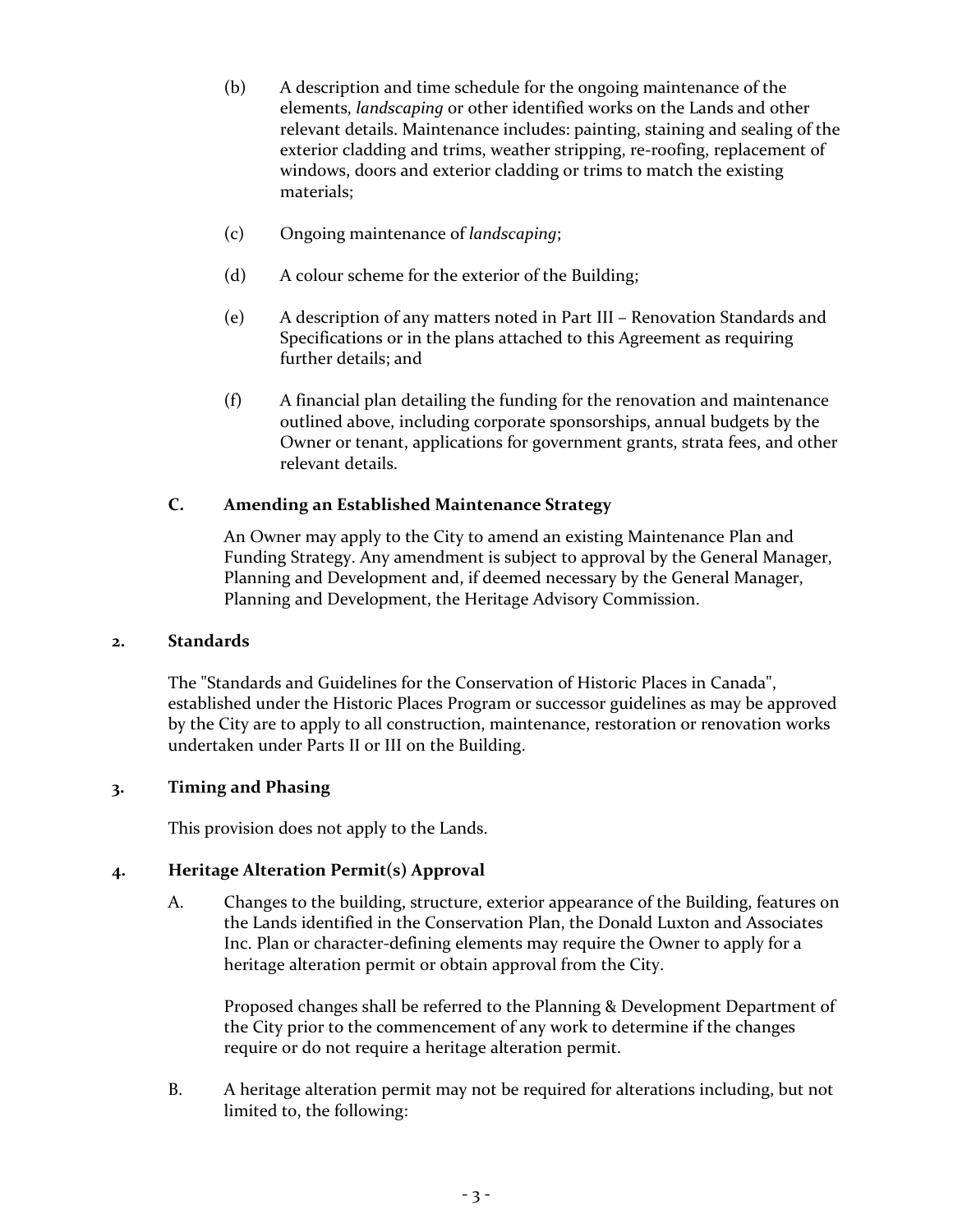(b) A description and time schedule for the ongoing maintenance of the elements, *landscaping* or other identified works on the Lands and other relevant details. Maintenance includes: painting, staining and sealing of the exterior cladding and trims, weather stripping, re-roofing, replacement of windows, doors and exterior cladding or trims to match the existing materials;

(c) Ongoing maintenance of *landscaping*;

(d) A colour scheme for the exterior of the Building;

(e) A description of any matters noted in Part III – Renovation Standards and Specifications or in the plans attached to this Agreement as requiring further details; and

(f) A financial plan detailing the funding for the renovation and maintenance outlined above, including corporate sponsorships, annual budgets by the Owner or tenant, applications for government grants, strata fees, and other relevant details.

### C. Amending an Established Maintenance Strategy

An Owner may apply to the City to amend an existing Maintenance Plan and Funding Strategy. Any amendment is subject to approval by the General Manager, Planning and Development and, if deemed necessary by the General Manager, Planning and Development, the Heritage Advisory Commission.

## 2. Standards

The "Standards and Guidelines for the Conservation of Historic Places in Canada", established under the Historic Places Program or successor guidelines as may be approved by the City are to apply to all construction, maintenance, restoration or renovation works undertaken under Parts II or III on the Building.

## 3. Timing and Phasing

This provision does not apply to the Lands.

## 4. Heritage Alteration Permit(s) Approval

A. Changes to the building, structure, exterior appearance of the Building, features on the Lands identified in the Conservation Plan, the Donald Luxton and Associates Inc. Plan or character-defining elements may require the Owner to apply for a heritage alteration permit or obtain approval from the City.

Proposed changes shall be referred to the Planning & Development Department of the City prior to the commencement of any work to determine if the changes require or do not require a heritage alteration permit.

B. A heritage alteration permit may not be required for alterations including, but not limited to, the following: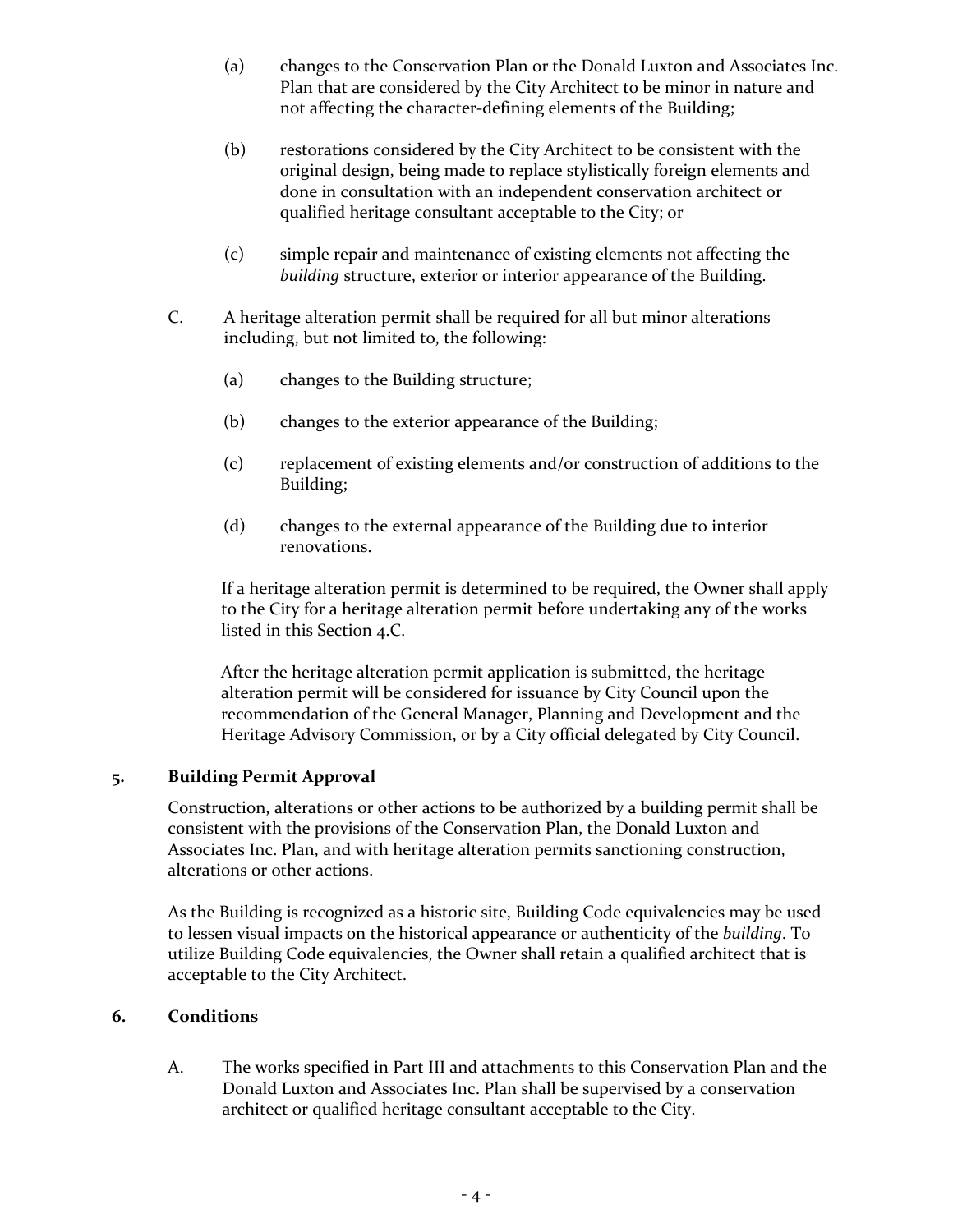(a) changes to the Conservation Plan or the Donald Luxton and Associates Inc. Plan that are considered by the City Architect to be minor in nature and not affecting the character-defining elements of the Building;

(b) restorations considered by the City Architect to be consistent with the original design, being made to replace stylistically foreign elements and done in consultation with an independent conservation architect or qualified heritage consultant acceptable to the City; or

(c) simple repair and maintenance of existing elements not affecting the *building* structure, exterior or interior appearance of the Building.

C. A heritage alteration permit shall be required for all but minor alterations including, but not limited to, the following:

(a) changes to the Building structure;

(b) changes to the exterior appearance of the Building;

(c) replacement of existing elements and/or construction of additions to the Building;

(d) changes to the external appearance of the Building due to interior renovations.

If a heritage alteration permit is determined to be required, the Owner shall apply to the City for a heritage alteration permit before undertaking any of the works listed in this Section 4.C.

After the heritage alteration permit application is submitted, the heritage alteration permit will be considered for issuance by City Council upon the recommendation of the General Manager, Planning and Development and the Heritage Advisory Commission, or by a City official delegated by City Council.

**5. Building Permit Approval**

Construction, alterations or other actions to be authorized by a building permit shall be consistent with the provisions of the Conservation Plan, the Donald Luxton and Associates Inc. Plan, and with heritage alteration permits sanctioning construction, alterations or other actions.

As the Building is recognized as a historic site, Building Code equivalencies may be used to lessen visual impacts on the historical appearance or authenticity of the *building*. To utilize Building Code equivalencies, the Owner shall retain a qualified architect that is acceptable to the City Architect.

**6. Conditions**

A. The works specified in Part III and attachments to this Conservation Plan and the Donald Luxton and Associates Inc. Plan shall be supervised by a conservation architect or qualified heritage consultant acceptable to the City.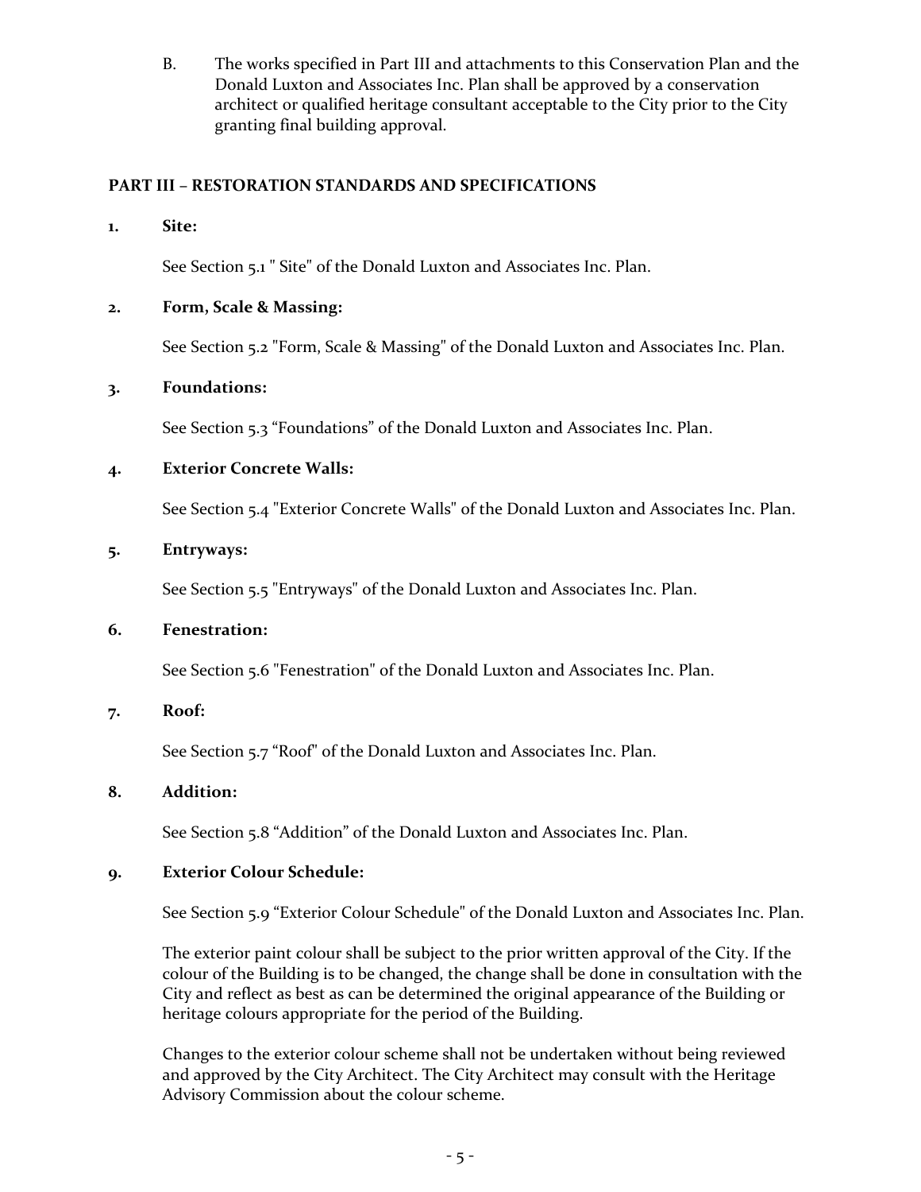B. The works specified in Part III and attachments to this Conservation Plan and the Donald Luxton and Associates Inc. Plan shall be approved by a conservation architect or qualified heritage consultant acceptable to the City prior to the City granting final building approval.

## PART III – RESTORATION STANDARDS AND SPECIFICATIONS

**1. Site:**

See Section 5.1 " Site" of the Donald Luxton and Associates Inc. Plan.

**2. Form, Scale & Massing:**

See Section 5.2 "Form, Scale & Massing" of the Donald Luxton and Associates Inc. Plan.

**3. Foundations:**

See Section 5.3 "Foundations" of the Donald Luxton and Associates Inc. Plan.

**4. Exterior Concrete Walls:**

See Section 5.4 "Exterior Concrete Walls" of the Donald Luxton and Associates Inc. Plan.

**5. Entryways:**

See Section 5.5 "Entryways" of the Donald Luxton and Associates Inc. Plan.

**6. Fenestration:**

See Section 5.6 "Fenestration" of the Donald Luxton and Associates Inc. Plan.

**7. Roof:**

See Section 5.7 "Roof" of the Donald Luxton and Associates Inc. Plan.

**8. Addition:**

See Section 5.8 "Addition" of the Donald Luxton and Associates Inc. Plan.

**9. Exterior Colour Schedule:**

See Section 5.9 "Exterior Colour Schedule" of the Donald Luxton and Associates Inc. Plan.

The exterior paint colour shall be subject to the prior written approval of the City. If the colour of the Building is to be changed, the change shall be done in consultation with the City and reflect as best as can be determined the original appearance of the Building or heritage colours appropriate for the period of the Building.

Changes to the exterior colour scheme shall not be undertaken without being reviewed and approved by the City Architect. The City Architect may consult with the Heritage Advisory Commission about the colour scheme.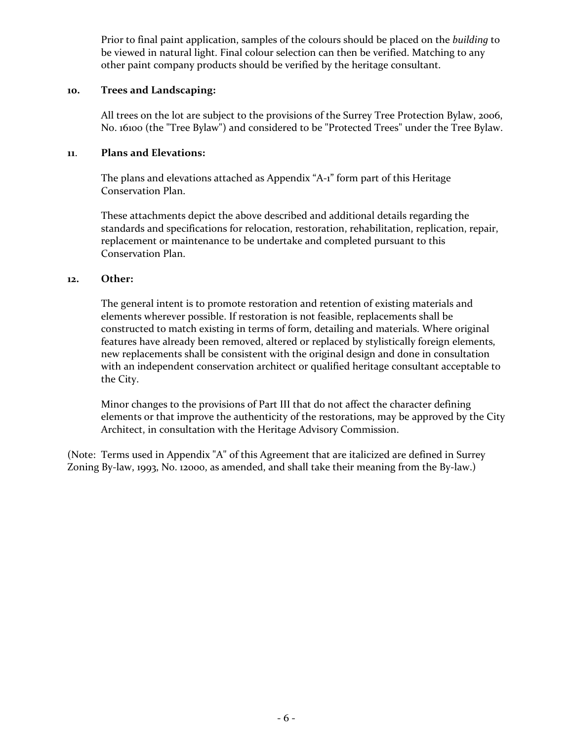Prior to final paint application, samples of the colours should be placed on the *building* to be viewed in natural light. Final colour selection can then be verified. Matching to any other paint company products should be verified by the heritage consultant.

**10. Trees and Landscaping:**

All trees on the lot are subject to the provisions of the Surrey Tree Protection Bylaw, 2006, No. 16100 (the "Tree Bylaw") and considered to be "Protected Trees" under the Tree Bylaw.

**11. Plans and Elevations:**

The plans and elevations attached as Appendix “A-1” form part of this Heritage Conservation Plan.

These attachments depict the above described and additional details regarding the standards and specifications for relocation, restoration, rehabilitation, replication, repair, replacement or maintenance to be undertake and completed pursuant to this Conservation Plan.

**12. Other:**

The general intent is to promote restoration and retention of existing materials and elements wherever possible. If restoration is not feasible, replacements shall be constructed to match existing in terms of form, detailing and materials. Where original features have already been removed, altered or replaced by stylistically foreign elements, new replacements shall be consistent with the original design and done in consultation with an independent conservation architect or qualified heritage consultant acceptable to the City.

Minor changes to the provisions of Part III that do not affect the character defining elements or that improve the authenticity of the restorations, may be approved by the City Architect, in consultation with the Heritage Advisory Commission.

(Note: Terms used in Appendix "A" of this Agreement that are italicized are defined in Surrey Zoning By-law, 1993, No. 12000, as amended, and shall take their meaning from the By-law.)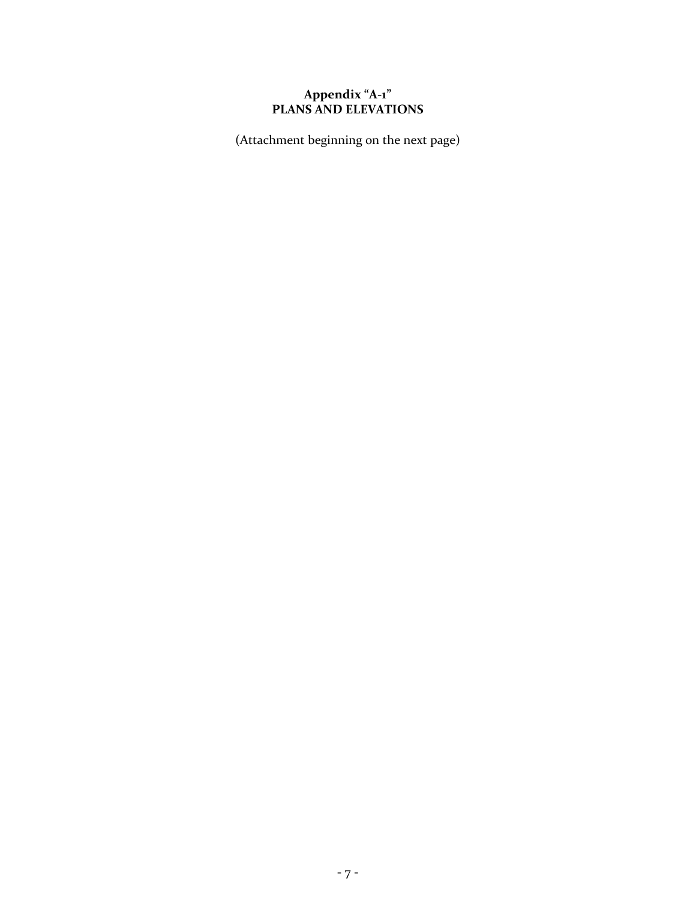**Appendix "A-1"**
**PLANS AND ELEVATIONS**

(Attachment beginning on the next page)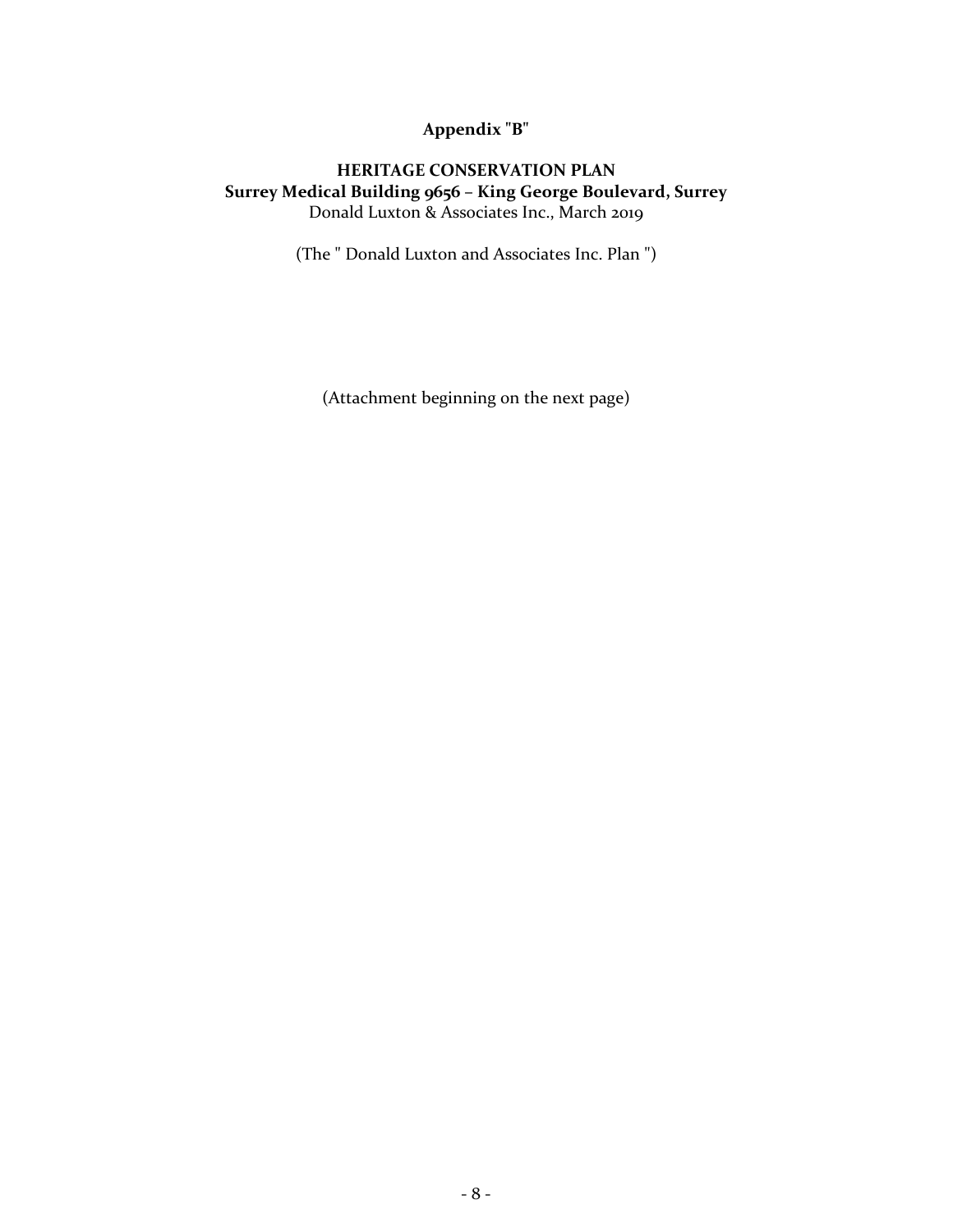**Appendix "B"**

**HERITAGE CONSERVATION PLAN**
**Surrey Medical Building 9656 – King George Boulevard, Surrey**
Donald Luxton & Associates Inc., March 2019

(The " Donald Luxton and Associates Inc. Plan ")

(Attachment beginning on the next page)